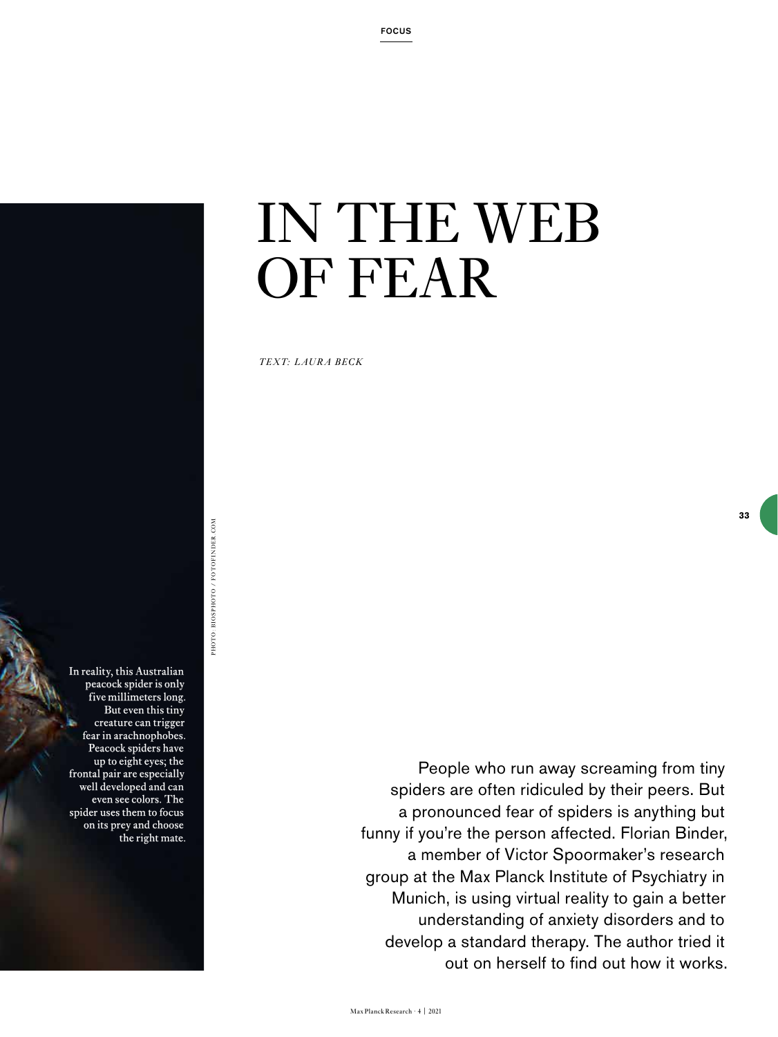# IN THE WEB OF FEAR

*TEXT: LAURA BECK*

In reality, this Australian peacock spider is only five millimeters long. But even this tiny creature can trigger fear in arachnophobes. Peacock spiders have up to eight eyes; the frontal pair are especially well developed and can even see colors. The spider uses them to focus on its prey and choose the right mate.

PHOTO: BIOSPHOTO / FOTOFINDER.COM

People who run away screaming from tiny spiders are often ridiculed by their peers. But a pronounced fear of spiders is anything but funny if you're the person affected. Florian Binder, a member of Victor Spoormaker's research group at the Max Planck Institute of Psychiatry in Munich, is using virtual reality to gain a better understanding of anxiety disorders and to develop a standard therapy. The author tried it out on herself to find out how it works.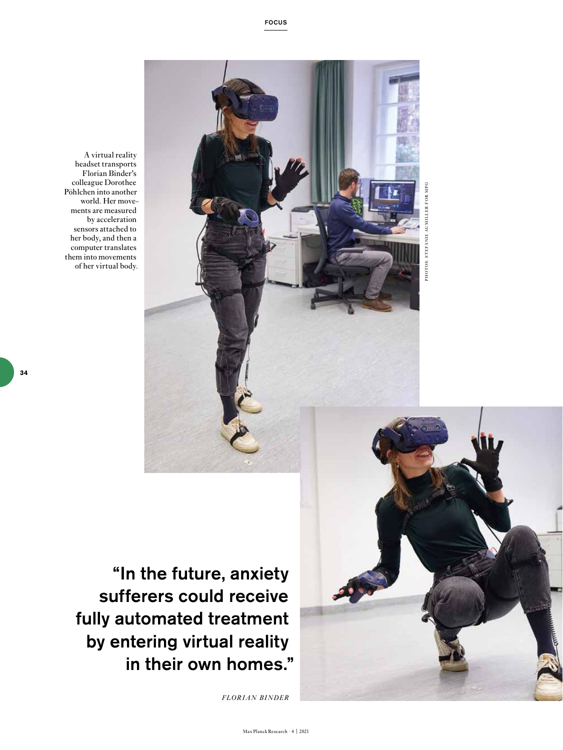A virtual reality headset transports Florian Binder's colleague Dorothee Pöhlchen into another world. Her movements are measured by acceleration sensors attached to her body, and then a computer translates them into movements of her virtual body.

PHOTOS: STEFANIE AUMILLER FOR MPG

**"In the future, anxiety sufferers could receive fully automated treatment by entering virtual reality in their own homes."**

*FLORIAN BINDER*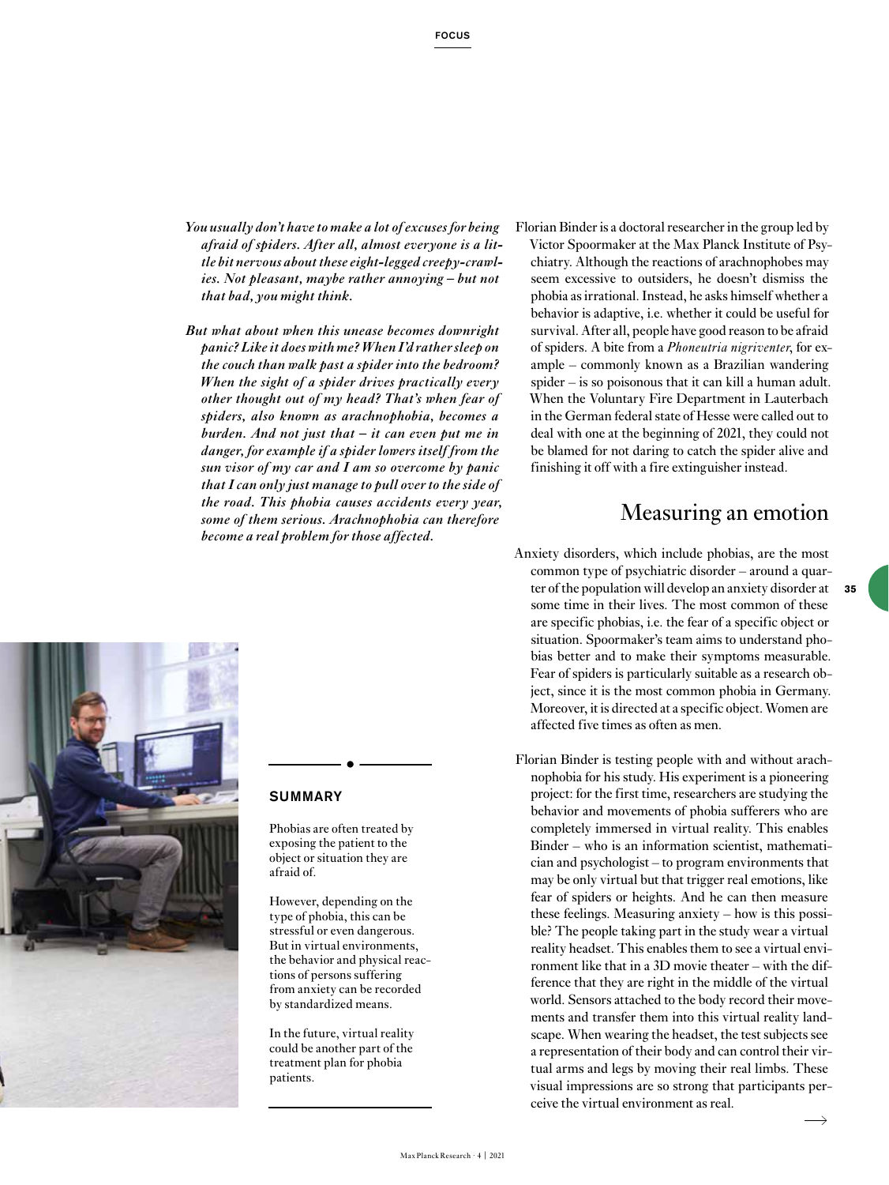*You usually don't have to make a lot of excuses for being afraid of spiders. After all, almost everyone is a little bit nervous about these eight-legged creepy-crawlies. Not pleasant, maybe rather annoying – but not that bad, you might think.*

*But what about when this unease becomes downright panic? Like it does with me? When I'd rather sleep on the couch than walk past a spider into the bedroom? When the sight of a spider drives practically every other thought out of my head? That's when fear of spiders, also known as arachnophobia, becomes a burden. And not just that – it can even put me in danger, for example if a spider lowers itself from the sun visor of my car and I am so overcome by panic that I can only just manage to pull over to the side of the road. This phobia causes accidents every year, some of them serious. Arachnophobia can therefore become a real problem for those affected.*

Florian Binder is a doctoral researcher in the group led by Victor Spoormaker at the Max Planck Institute of Psychiatry. Although the reactions of arachnophobes may seem excessive to outsiders, he doesn't dismiss the phobia as irrational. Instead, he asks himself whether a behavior is adaptive, i.e. whether it could be useful for survival. After all, people have good reason to be afraid of spiders. A bite from a *Phoneutria nigriventer*, for example – commonly known as a Brazilian wandering spider – is so poisonous that it can kill a human adult. When the Voluntary Fire Department in Lauterbach in the German federal state of Hesse were called out to deal with one at the beginning of 2021, they could not be blamed for not daring to catch the spider alive and finishing it off with a fire extinguisher instead.

## Measuring an emotion

Anxiety disorders, which include phobias, are the most common type of psychiatric disorder – around a quarter of the population will develop an anxiety disorder at some time in their lives. The most common of these are specific phobias, i.e. the fear of a specific object or situation. Spoormaker's team aims to understand phobias better and to make their symptoms measurable. Fear of spiders is particularly suitable as a research object, since it is the most common phobia in Germany. Moreover, it is directed at a specific object. Women are affected five times as often as men.

Florian Binder is testing people with and without arachnophobia for his study. His experiment is a pioneering project: for the first time, researchers are studying the behavior and movements of phobia sufferers who are completely immersed in virtual reality. This enables Binder – who is an information scientist, mathematician and psychologist – to program environments that may be only virtual but that trigger real emotions, like fear of spiders or heights. And he can then measure these feelings. Measuring anxiety – how is this possible? The people taking part in the study wear a virtual reality headset. This enables them to see a virtual environment like that in a 3D movie theater – with the difference that they are right in the middle of the virtual world. Sensors attached to the body record their movements and transfer them into this virtual reality landscape. When wearing the headset, the test subjects see a representation of their body and can control their virtual arms and legs by moving their real limbs. These visual impressions are so strong that participants perceive the virtual environment as real.

### SUMMARY

Phobias are often treated by exposing the patient to the object or situation they are afraid of.

However, depending on the type of phobia, this can be stressful or even dangerous. But in virtual environments, the behavior and physical reactions of persons suffering from anxiety can be recorded by standardized means.

In the future, virtual reality could be another part of the treatment plan for phobia patients.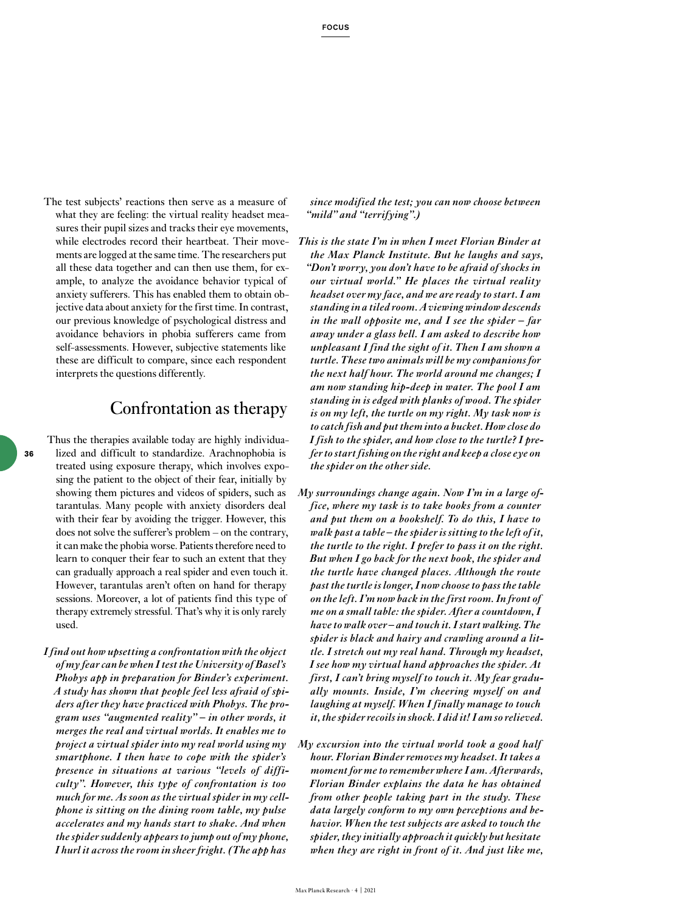The test subjects' reactions then serve as a measure of what they are feeling: the virtual reality headset measures their pupil sizes and tracks their eye movements, while electrodes record their heartbeat. Their movements are logged at the same time. The researchers put all these data together and can then use them, for example, to analyze the avoidance behavior typical of anxiety sufferers. This has enabled them to obtain objective data about anxiety for the first time. In contrast, our previous knowledge of psychological distress and avoidance behaviors in phobia sufferers came from self-assessments. However, subjective statements like these are difficult to compare, since each respondent interprets the questions differently.

## Confrontation as therapy

Thus the therapies available today are highly individualized and difficult to standardize. Arachnophobia is treated using exposure therapy, which involves exposing the patient to the object of their fear, initially by showing them pictures and videos of spiders, such as tarantulas. Many people with anxiety disorders deal with their fear by avoiding the trigger. However, this does not solve the sufferer's problem – on the contrary, it can make the phobia worse. Patients therefore need to learn to conquer their fear to such an extent that they can gradually approach a real spider and even touch it. However, tarantulas aren't often on hand for therapy sessions. Moreover, a lot of patients find this type of therapy extremely stressful. That's why it is only rarely used.

***I find out how upsetting a confrontation with the object of my fear can be when I test the University of Basel's Phobys app in preparation for Binder's experiment. A study has shown that people feel less afraid of spiders after they have practiced with Phobys. The program uses "augmented reality" – in other words, it merges the real and virtual worlds. It enables me to project a virtual spider into my real world using my smartphone. I then have to cope with the spider's presence in situations at various "levels of difficulty". However, this type of confrontation is too much for me. As soon as the virtual spider in my cellphone is sitting on the dining room table, my pulse accelerates and my hands start to shake. And when the spider suddenly appears to jump out of my phone, I hurl it across the room in sheer fright. (The app has since modified the test; you can now choose between "mild" and "terrifying".)***

***This is the state I'm in when I meet Florian Binder at the Max Planck Institute. But he laughs and says, "Don't worry, you don't have to be afraid of shocks in our virtual world." He places the virtual reality headset over my face, and we are ready to start. I am standing in a tiled room. A viewing window descends in the wall opposite me, and I see the spider – far away under a glass bell. I am asked to describe how unpleasant I find the sight of it. Then I am shown a turtle. These two animals will be my companions for the next half hour. The world around me changes; I am now standing hip-deep in water. The pool I am standing in is edged with planks of wood. The spider is on my left, the turtle on my right. My task now is to catch fish and put them into a bucket. How close do I fish to the spider, and how close to the turtle? I prefer to start fishing on the right and keep a close eye on the spider on the other side.***

***My surroundings change again. Now I'm in a large office, where my task is to take books from a counter and put them on a bookshelf. To do this, I have to walk past a table – the spider is sitting to the left of it, the turtle to the right. I prefer to pass it on the right. But when I go back for the next book, the spider and the turtle have changed places. Although the route past the turtle is longer, I now choose to pass the table on the left. I'm now back in the first room. In front of me on a small table: the spider. After a countdown, I have to walk over – and touch it. I start walking. The spider is black and hairy and crawling around a little. I stretch out my real hand. Through my headset, I see how my virtual hand approaches the spider. At first, I can't bring myself to touch it. My fear gradually mounts. Inside, I'm cheering myself on and laughing at myself. When I finally manage to touch it, the spider recoils in shock. I did it! I am so relieved.***

***My excursion into the virtual world took a good half hour. Florian Binder removes my headset. It takes a moment for me to remember where I am. Afterwards, Florian Binder explains the data he has obtained from other people taking part in the study. These data largely conform to my own perceptions and behavior. When the test subjects are asked to touch the spider, they initially approach it quickly but hesitate when they are right in front of it. And just like me,***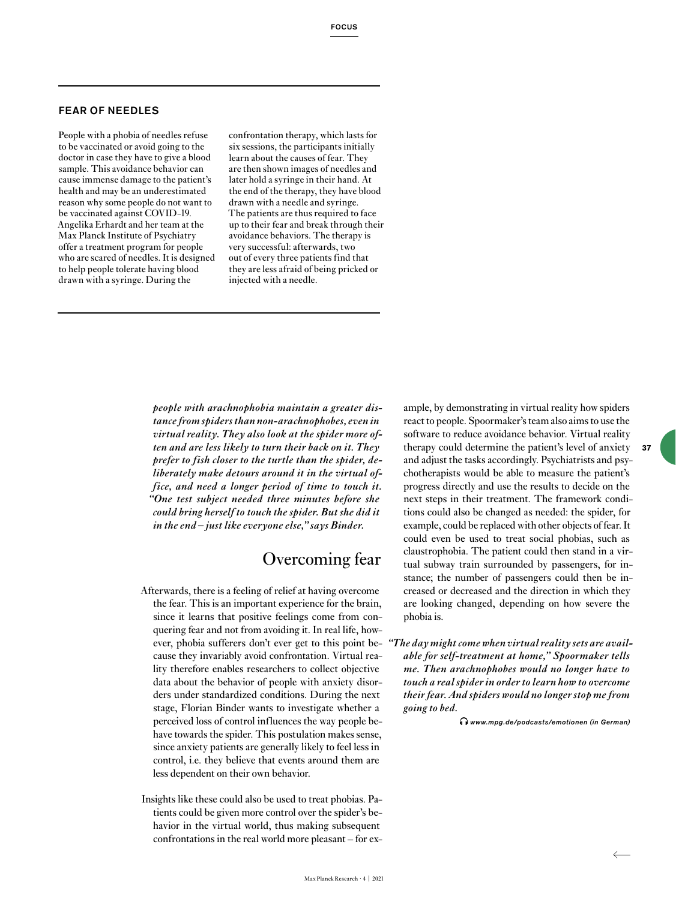## FEAR OF NEEDLES

People with a phobia of needles refuse to be vaccinated or avoid going to the doctor in case they have to give a blood sample. This avoidance behavior can cause immense damage to the patient's health and may be an underestimated reason why some people do not want to be vaccinated against COVID-19. Angelika Erhardt and her team at the Max Planck Institute of Psychiatry offer a treatment program for people who are scared of needles. It is designed to help people tolerate having blood drawn with a syringe. During the confrontation therapy, which lasts for six sessions, the participants initially learn about the causes of fear. They are then shown images of needles and later hold a syringe in their hand. At the end of the therapy, they have blood drawn with a needle and syringe. The patients are thus required to face up to their fear and break through their avoidance behaviors. The therapy is very successful: afterwards, two out of every three patients find that they are less afraid of being pricked or injected with a needle.

***people with arachnophobia maintain a greater distance from spiders than non-arachnophobes, even in virtual reality. They also look at the spider more often and are less likely to turn their back on it. They prefer to fish closer to the turtle than the spider, deliberately make detours around it in the virtual office, and need a longer period of time to touch it. "One test subject needed three minutes before she could bring herself to touch the spider. But she did it in the end – just like everyone else," says Binder.***

## Overcoming fear

Afterwards, there is a feeling of relief at having overcome the fear. This is an important experience for the brain, since it learns that positive feelings come from conquering fear and not from avoiding it. In real life, however, phobia sufferers don't ever get to this point because they invariably avoid confrontation. Virtual reality therefore enables researchers to collect objective data about the behavior of people with anxiety disorders under standardized conditions. During the next stage, Florian Binder wants to investigate whether a perceived loss of control influences the way people behave towards the spider. This postulation makes sense, since anxiety patients are generally likely to feel less in control, i.e. they believe that events around them are less dependent on their own behavior.

Insights like these could also be used to treat phobias. Patients could be given more control over the spider's behavior in the virtual world, thus making subsequent confrontations in the real world more pleasant – for example, by demonstrating in virtual reality how spiders react to people. Spoormaker's team also aims to use the software to reduce avoidance behavior. Virtual reality therapy could determine the patient's level of anxiety and adjust the tasks accordingly. Psychiatrists and psychotherapists would be able to measure the patient's progress directly and use the results to decide on the next steps in their treatment. The framework conditions could also be changed as needed: the spider, for example, could be replaced with other objects of fear. It could even be used to treat social phobias, such as claustrophobia. The patient could then stand in a virtual subway train surrounded by passengers, for instance; the number of passengers could then be increased or decreased and the direction in which they are looking changed, depending on how severe the phobia is.

***"The day might come when virtual reality sets are available for self-treatment at home," Spoormaker tells me. Then arachnophobes would no longer have to touch a real spider in order to learn how to overcome their fear. And spiders would no longer stop me from going to bed.***

***www.mpg.de/podcasts/emotionen (in German)***